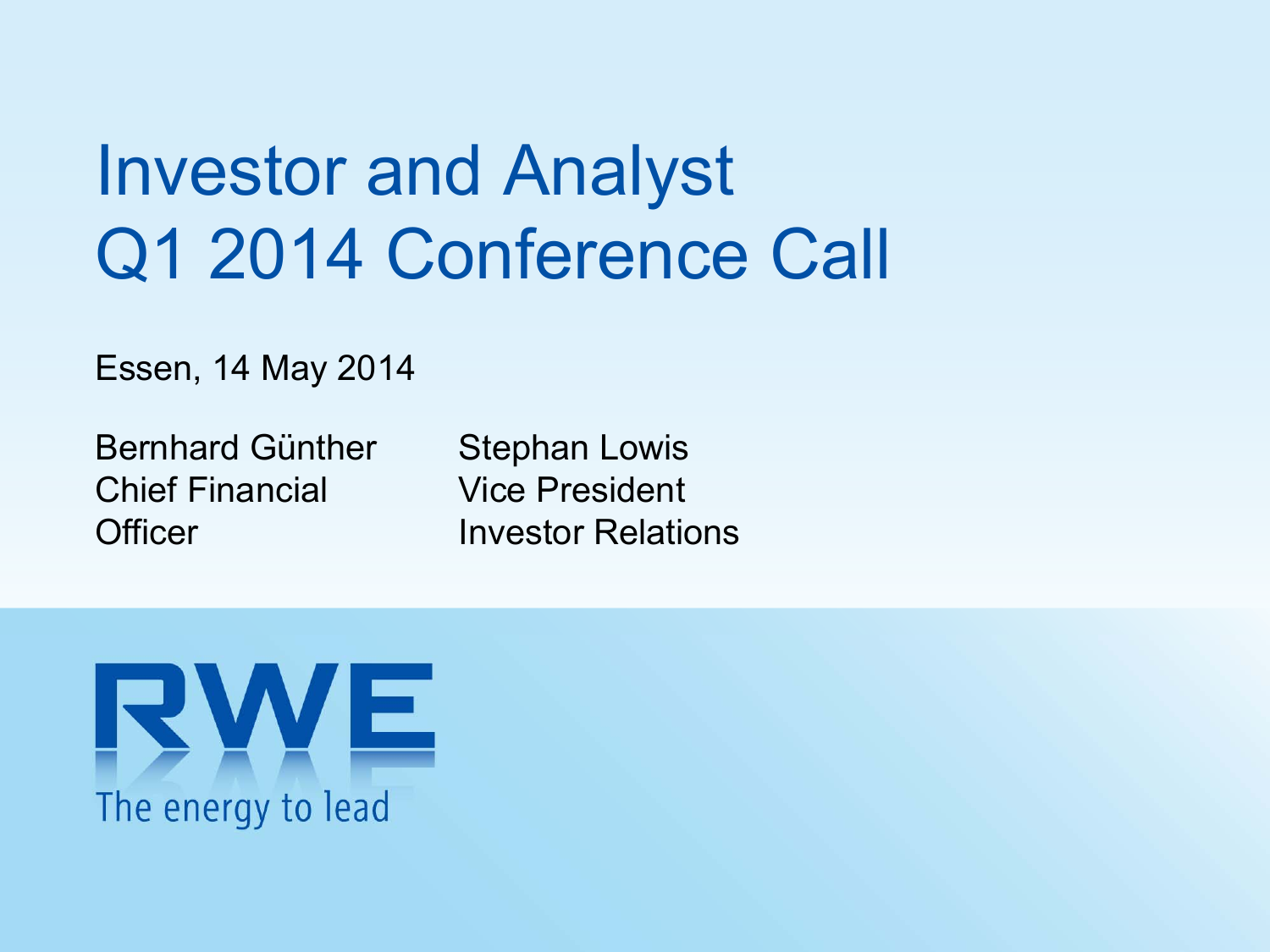# Investor and Analyst Q1 2014 Conference Call

Essen, 14 May 2014

Bernhard Günther
Chief Financial Officer

Stephan Lowis
Vice President
Investor Relations

RWE
The energy to lead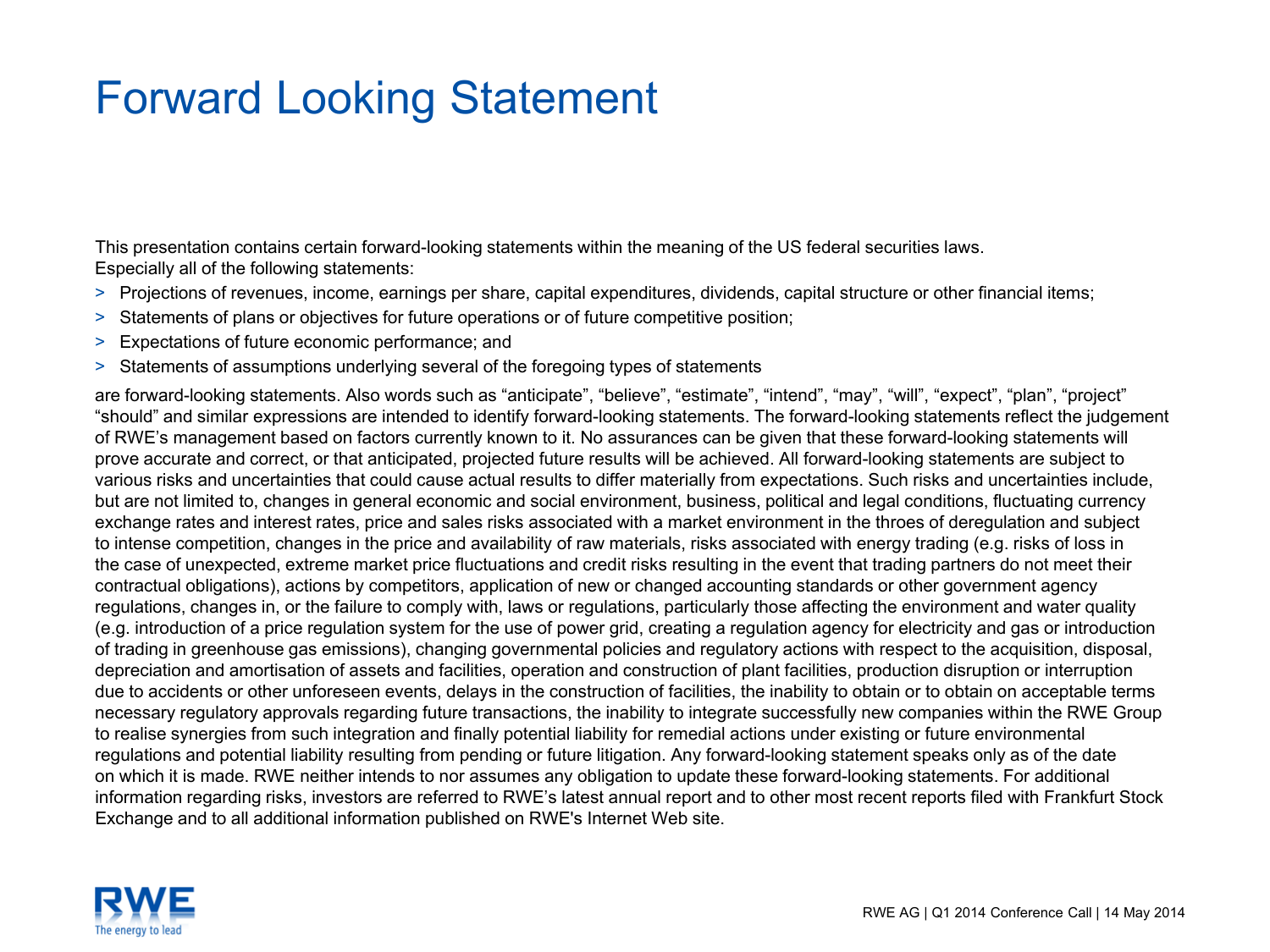# Forward Looking Statement

This presentation contains certain forward-looking statements within the meaning of the US federal securities laws.
Especially all of the following statements:

- Projections of revenues, income, earnings per share, capital expenditures, dividends, capital structure or other financial items;
- Statements of plans or objectives for future operations or of future competitive position;
- Expectations of future economic performance; and
- Statements of assumptions underlying several of the foregoing types of statements

are forward-looking statements. Also words such as "anticipate", "believe", "estimate", "intend", "may", "will", "expect", "plan", "project" "should" and similar expressions are intended to identify forward-looking statements. The forward-looking statements reflect the judgement of RWE's management based on factors currently known to it. No assurances can be given that these forward-looking statements will prove accurate and correct, or that anticipated, projected future results will be achieved. All forward-looking statements are subject to various risks and uncertainties that could cause actual results to differ materially from expectations. Such risks and uncertainties include, but are not limited to, changes in general economic and social environment, business, political and legal conditions, fluctuating currency exchange rates and interest rates, price and sales risks associated with a market environment in the throes of deregulation and subject to intense competition, changes in the price and availability of raw materials, risks associated with energy trading (e.g. risks of loss in the case of unexpected, extreme market price fluctuations and credit risks resulting in the event that trading partners do not meet their contractual obligations), actions by competitors, application of new or changed accounting standards or other government agency regulations, changes in, or the failure to comply with, laws or regulations, particularly those affecting the environment and water quality (e.g. introduction of a price regulation system for the use of power grid, creating a regulation agency for electricity and gas or introduction of trading in greenhouse gas emissions), changing governmental policies and regulatory actions with respect to the acquisition, disposal, depreciation and amortisation of assets and facilities, operation and construction of plant facilities, production disruption or interruption due to accidents or other unforeseen events, delays in the construction of facilities, the inability to obtain or to obtain on acceptable terms necessary regulatory approvals regarding future transactions, the inability to integrate successfully new companies within the RWE Group to realise synergies from such integration and finally potential liability for remedial actions under existing or future environmental regulations and potential liability resulting from pending or future litigation. Any forward-looking statement speaks only as of the date on which it is made. RWE neither intends to nor assumes any obligation to update these forward-looking statements. For additional information regarding risks, investors are referred to RWE's latest annual report and to other most recent reports filed with Frankfurt Stock Exchange and to all additional information published on RWE's Internet Web site.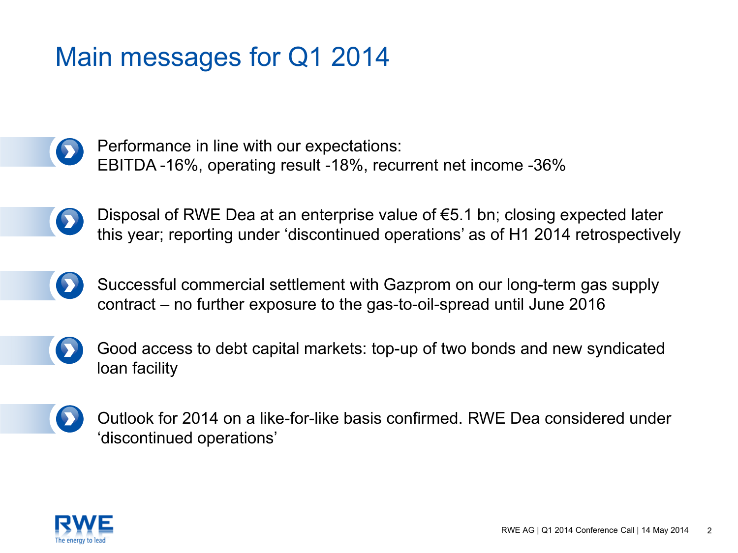# Main messages for Q1 2014

- Performance in line with our expectations:
  EBITDA -16%, operating result -18%, recurrent net income -36%

- Disposal of RWE Dea at an enterprise value of €5.1 bn; closing expected later this year; reporting under 'discontinued operations' as of H1 2014 retrospectively

- Successful commercial settlement with Gazprom on our long-term gas supply contract – no further exposure to the gas-to-oil-spread until June 2016

- Good access to debt capital markets: top-up of two bonds and new syndicated loan facility

- Outlook for 2014 on a like-for-like basis confirmed. RWE Dea considered under 'discontinued operations'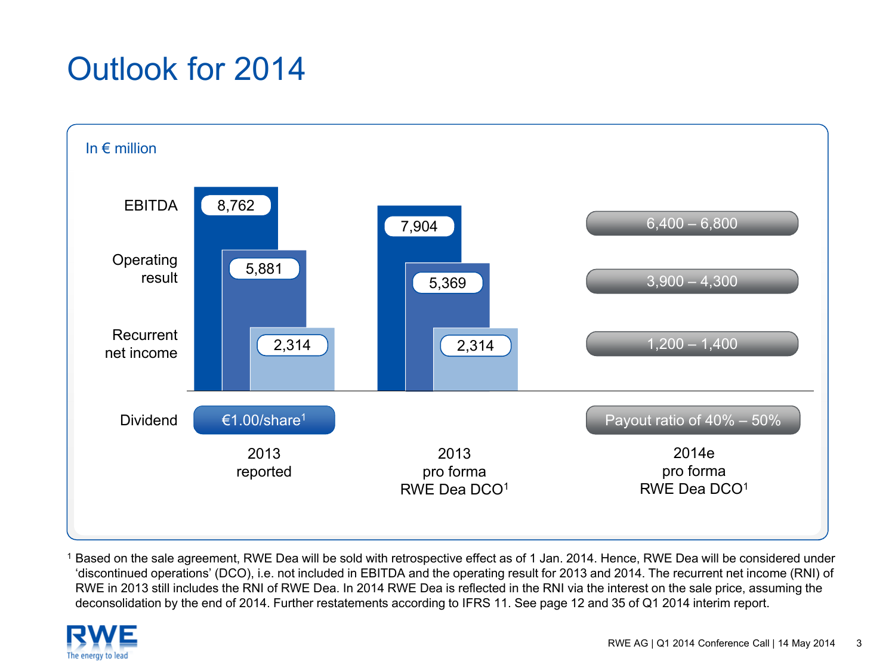# Outlook for 2014

In € million

| | 2013 reported | 2013 pro forma RWE Dea DCO[1] | 2014e pro forma RWE Dea DCO[1] |
|---|---|---|---|
| EBITDA | 8,762 | 7,904 | 6,400 – 6,800 |
| Operating result | 5,881 | 5,369 | 3,900 – 4,300 |
| Recurrent net income | 2,314 | 2,314 | 1,200 – 1,400 |
| Dividend | €1.00/share[1] | | Payout ratio of 40% – 50% |

[1] Based on the sale agreement, RWE Dea will be sold with retrospective effect as of 1 Jan. 2014. Hence, RWE Dea will be considered under 'discontinued operations' (DCO), i.e. not included in EBITDA and the operating result for 2013 and 2014. The recurrent net income (RNI) of RWE in 2013 still includes the RNI of RWE Dea. In 2014 RWE Dea is reflected in the RNI via the interest on the sale price, assuming the deconsolidation by the end of 2014. Further restatements according to IFRS 11. See page 12 and 35 of Q1 2014 interim report.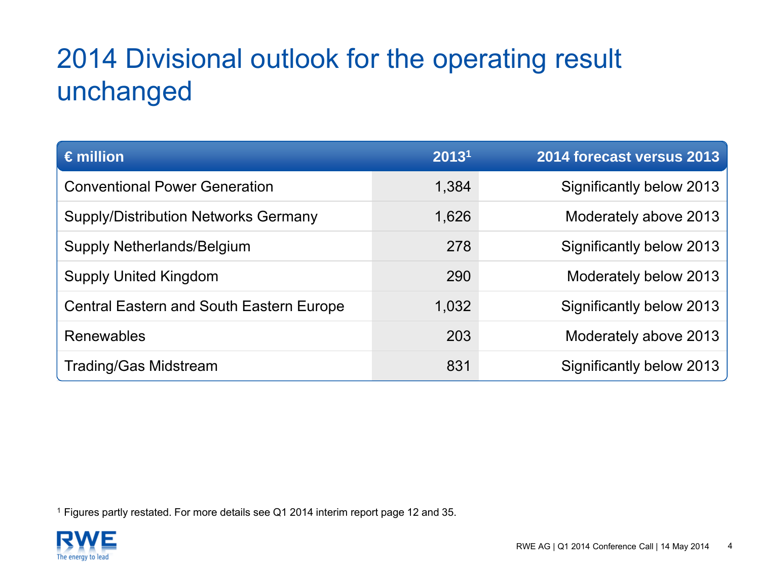# 2014 Divisional outlook for the operating result unchanged

| € million | 2013[1] | 2014 forecast versus 2013 |
|---|---:|---:|
| Conventional Power Generation | 1,384 | Significantly below 2013 |
| Supply/Distribution Networks Germany | 1,626 | Moderately above 2013 |
| Supply Netherlands/Belgium | 278 | Significantly below 2013 |
| Supply United Kingdom | 290 | Moderately below 2013 |
| Central Eastern and South Eastern Europe | 1,032 | Significantly below 2013 |
| Renewables | 203 | Moderately above 2013 |
| Trading/Gas Midstream | 831 | Significantly below 2013 |

[1] Figures partly restated. For more details see Q1 2014 interim report page 12 and 35.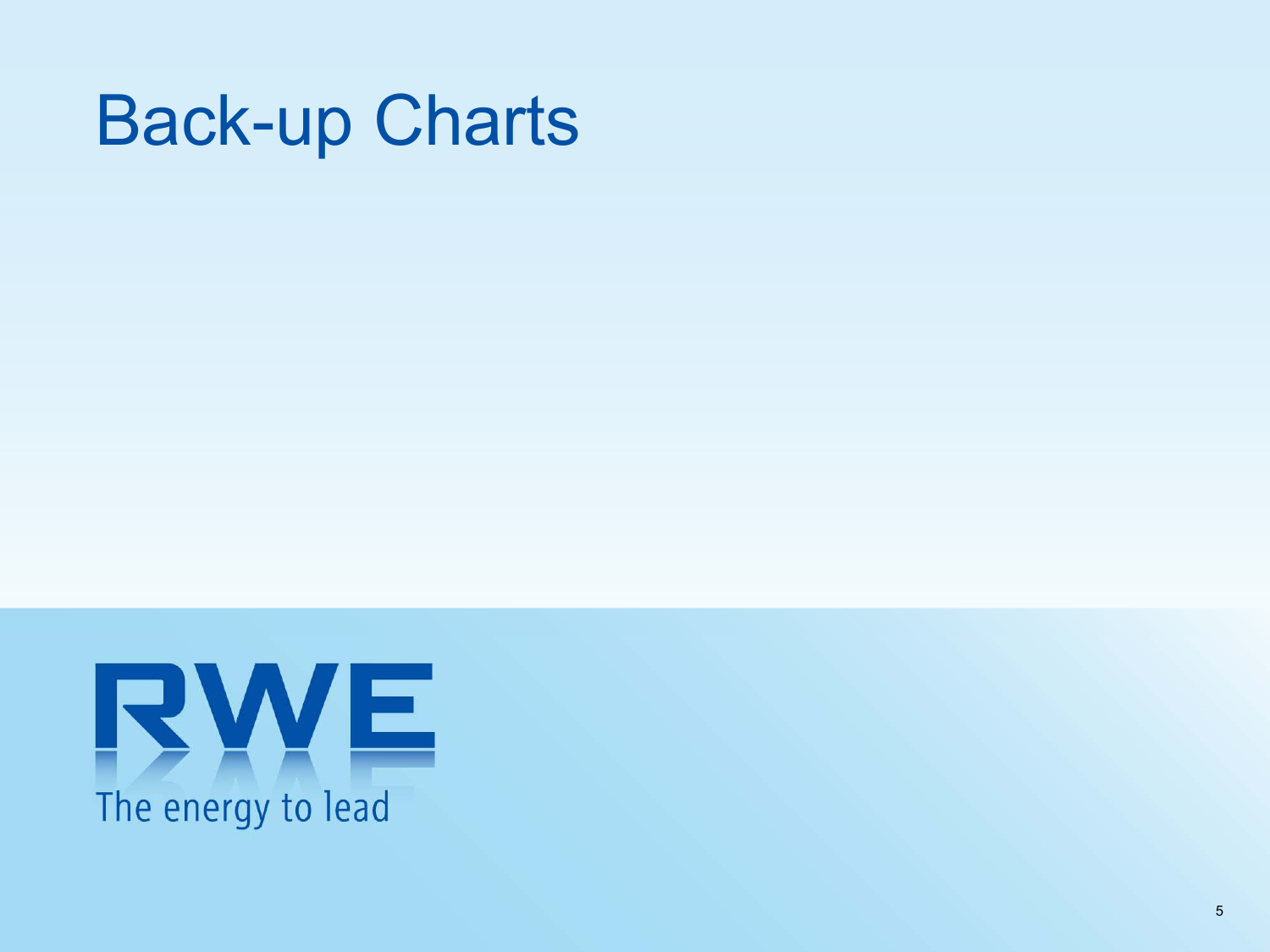# Back-up Charts

RWE

The energy to lead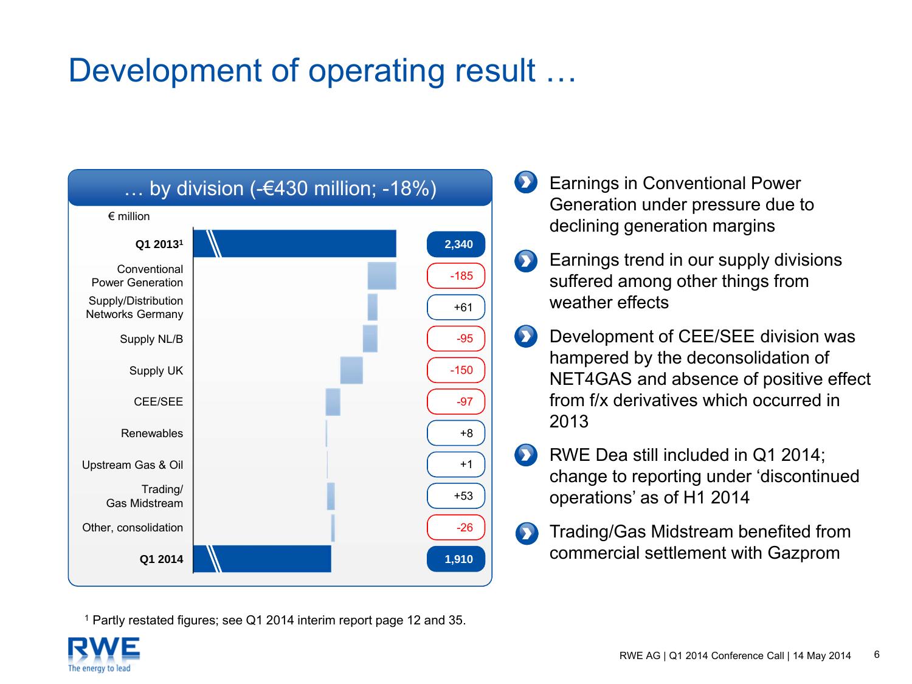# Development of operating result …

## … by division (-€430 million; -18%)

€ million

| | |
|---|---|
| **Q1 2013[1]** | **2,340** |
| Conventional Power Generation | -185 |
| Supply/Distribution Networks Germany | +61 |
| Supply NL/B | -95 |
| Supply UK | -150 |
| CEE/SEE | -97 |
| Renewables | +8 |
| Upstream Gas & Oil | +1 |
| Trading/ Gas Midstream | +53 |
| Other, consolidation | -26 |
| **Q1 2014** | **1,910** |

- Earnings in Conventional Power Generation under pressure due to declining generation margins
- Earnings trend in our supply divisions suffered among other things from weather effects
- Development of CEE/SEE division was hampered by the deconsolidation of NET4GAS and absence of positive effect from f/x derivatives which occurred in 2013
- RWE Dea still included in Q1 2014; change to reporting under ‘discontinued operations’ as of H1 2014
- Trading/Gas Midstream benefited from commercial settlement with Gazprom

[1] Partly restated figures; see Q1 2014 interim report page 12 and 35.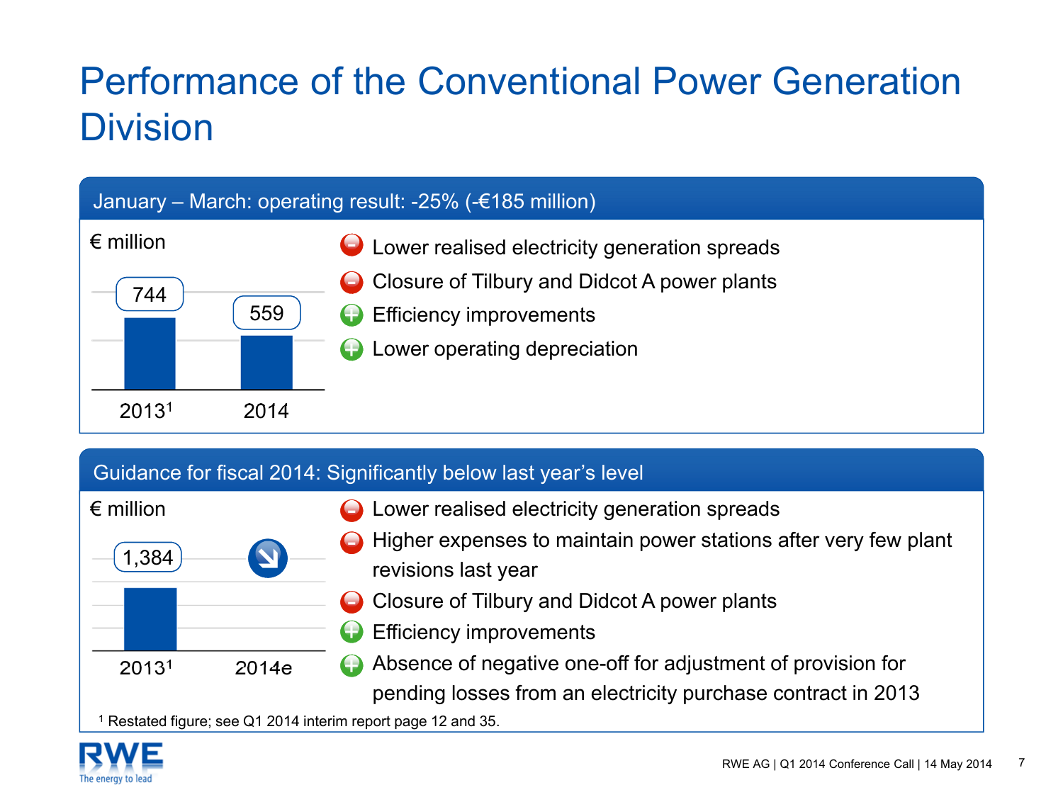# Performance of the Conventional Power Generation Division

## January – March: operating result: -25% (-€185 million)

€ million

| 2013[1] | 2014 |
|---|---|
| 744 | 559 |

- (−) Lower realised electricity generation spreads
- (−) Closure of Tilbury and Didcot A power plants
- (+) Efficiency improvements
- (+) Lower operating depreciation

## Guidance for fiscal 2014: Significantly below last year's level

€ million

| 2013[1] | 2014e |
|---|---|
| 1,384 | ↘ |

- (−) Lower realised electricity generation spreads
- (−) Higher expenses to maintain power stations after very few plant revisions last year
- (−) Closure of Tilbury and Didcot A power plants
- (+) Efficiency improvements
- (+) Absence of negative one-off for adjustment of provision for pending losses from an electricity purchase contract in 2013

[1] Restated figure; see Q1 2014 interim report page 12 and 35.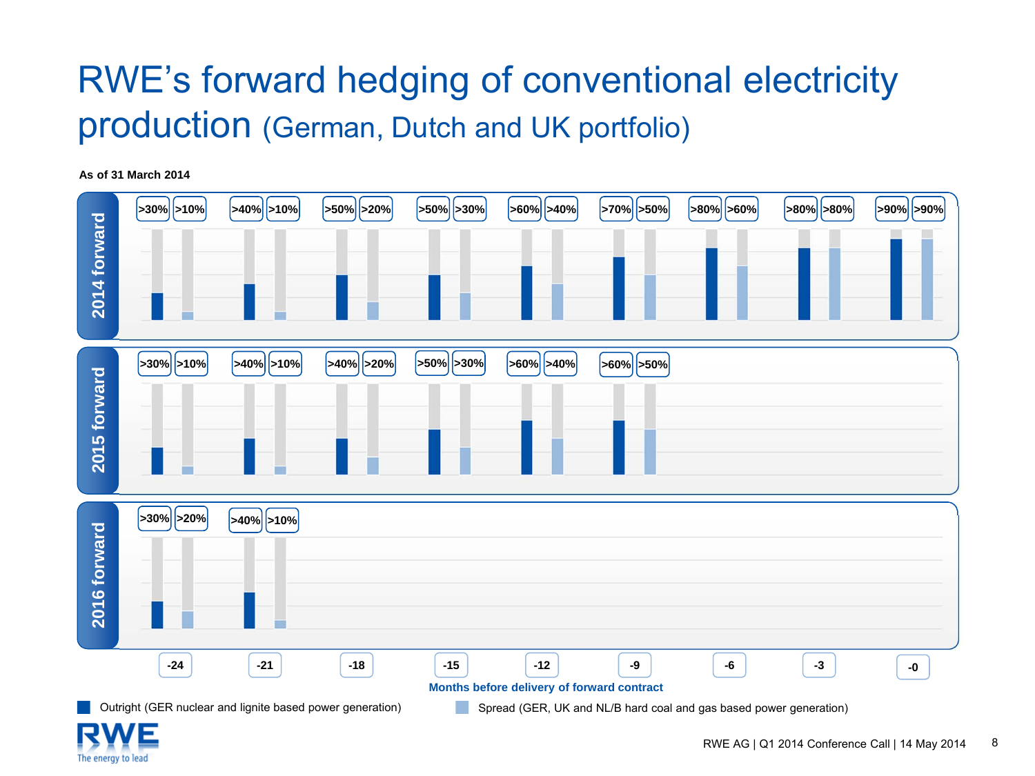# RWE's forward hedging of conventional electricity production (German, Dutch and UK portfolio)

**As of 31 March 2014**

| Months before delivery of forward contract | -24 | | -21 | | -18 | | -15 | | -12 | | -9 | | -6 | | -3 | | -0 | |
|---|---|---|---|---|---|---|---|---|---|---|---|---|---|---|---|---|---|---|
| | Outright | Spread | Outright | Spread | Outright | Spread | Outright | Spread | Outright | Spread | Outright | Spread | Outright | Spread | Outright | Spread | Outright | Spread |
| **2014 forward** | >30% | >10% | >40% | >10% | >50% | >20% | >50% | >30% | >60% | >40% | >70% | >50% | >80% | >60% | >80% | >80% | >90% | >90% |
| **2015 forward** | >30% | >10% | >40% | >10% | >40% | >20% | >50% | >30% | >60% | >40% | >60% | >50% | | | | | | |
| **2016 forward** | >30% | >20% | >40% | >10% | | | | | | | | | | | | | | |

Outright (GER nuclear and lignite based power generation)

Spread (GER, UK and NL/B hard coal and gas based power generation)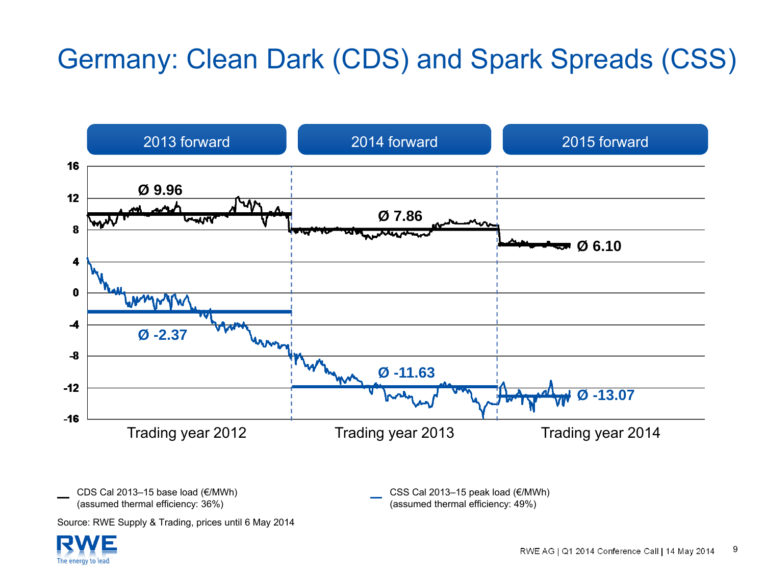# Germany: Clean Dark (CDS) and Spark Spreads (CSS)

| | 2013 forward | 2014 forward | 2015 forward |
|---|---|---|---|
| | Trading year 2012 | Trading year 2013 | Trading year 2014 |
| CDS average | Ø 9.96 | Ø 7.86 | Ø 6.10 |
| CSS average | Ø -2.37 | Ø -11.63 | Ø -13.07 |

— CDS Cal 2013–15 base load (€/MWh) (assumed thermal efficiency: 36%)

— CSS Cal 2013–15 peak load (€/MWh) (assumed thermal efficiency: 49%)

Source: RWE Supply & Trading, prices until 6 May 2014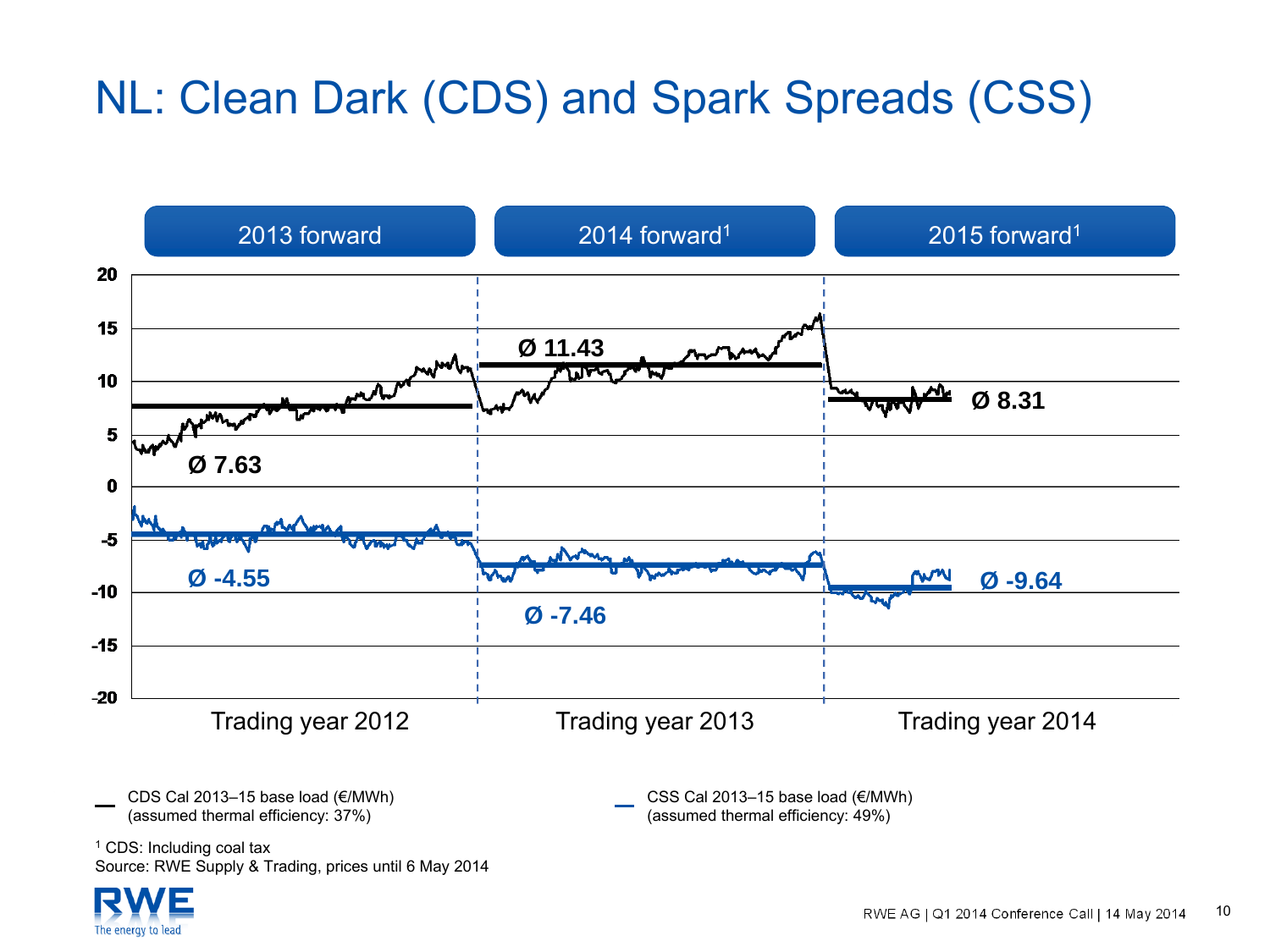# NL: Clean Dark (CDS) and Spark Spreads (CSS)

| | 2013 forward | 2014 forward[1] | 2015 forward[1] |
|---|---|---|---|
| | Trading year 2012 | Trading year 2013 | Trading year 2014 |
| CDS average (Ø) | 7.63 | 11.43 | 8.31 |
| CSS average (Ø) | -4.55 | -7.46 | -9.64 |

— CDS Cal 2013–15 base load (€/MWh) (assumed thermal efficiency: 37%)

— CSS Cal 2013–15 base load (€/MWh) (assumed thermal efficiency: 49%)

[1] CDS: Including coal tax

Source: RWE Supply & Trading, prices until 6 May 2014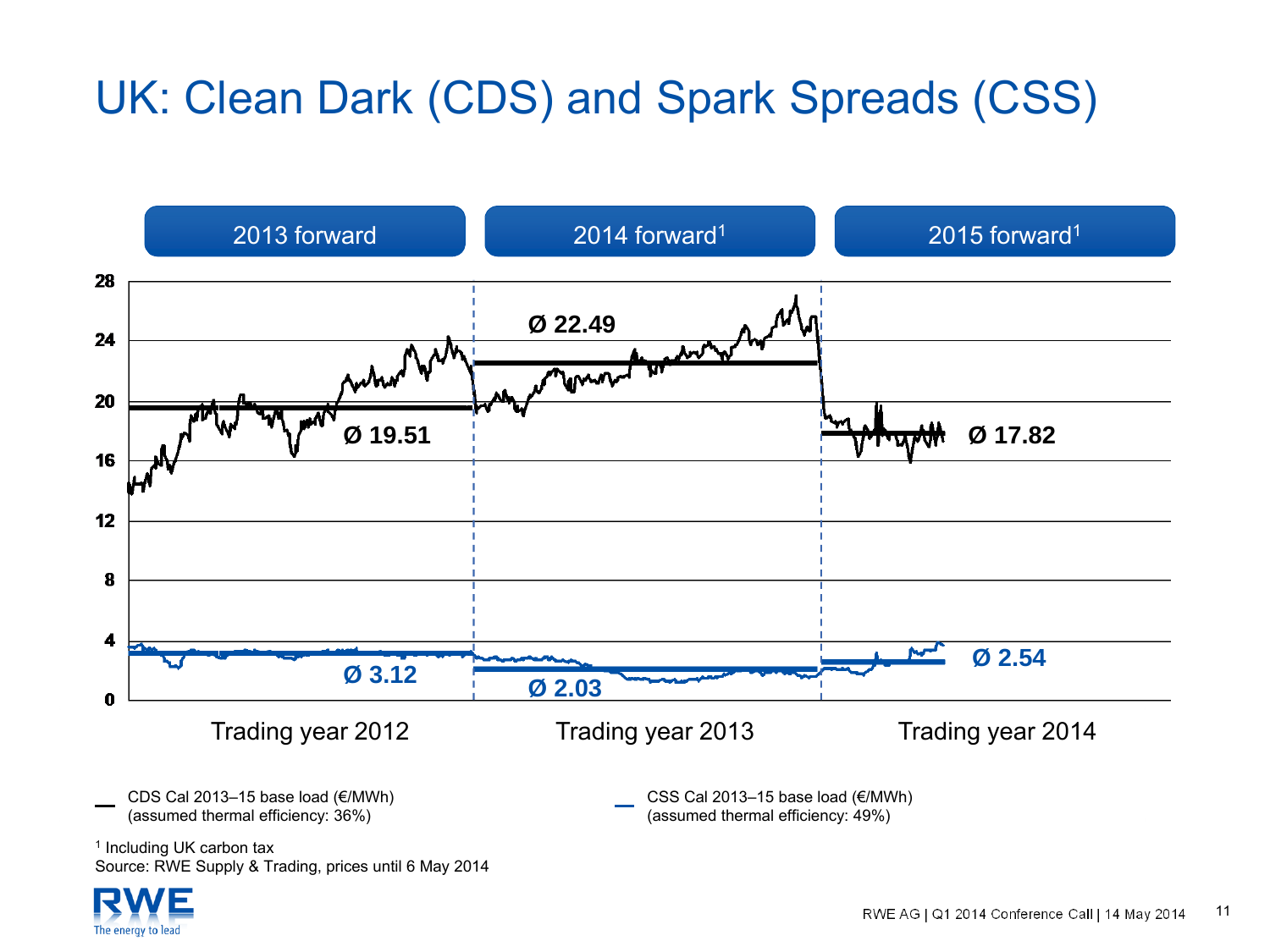# UK: Clean Dark (CDS) and Spark Spreads (CSS)

| | 2013 forward | 2014 forward[1] | 2015 forward[1] |
|---|---|---|---|
| | Trading year 2012 | Trading year 2013 | Trading year 2014 |
| CDS average | Ø 19.51 | Ø 22.49 | Ø 17.82 |
| CSS average | Ø 3.12 | Ø 2.03 | Ø 2.54 |

— CDS Cal 2013–15 base load (€/MWh) (assumed thermal efficiency: 36%)

— CSS Cal 2013–15 base load (€/MWh) (assumed thermal efficiency: 49%)

[1] Including UK carbon tax

Source: RWE Supply & Trading, prices until 6 May 2014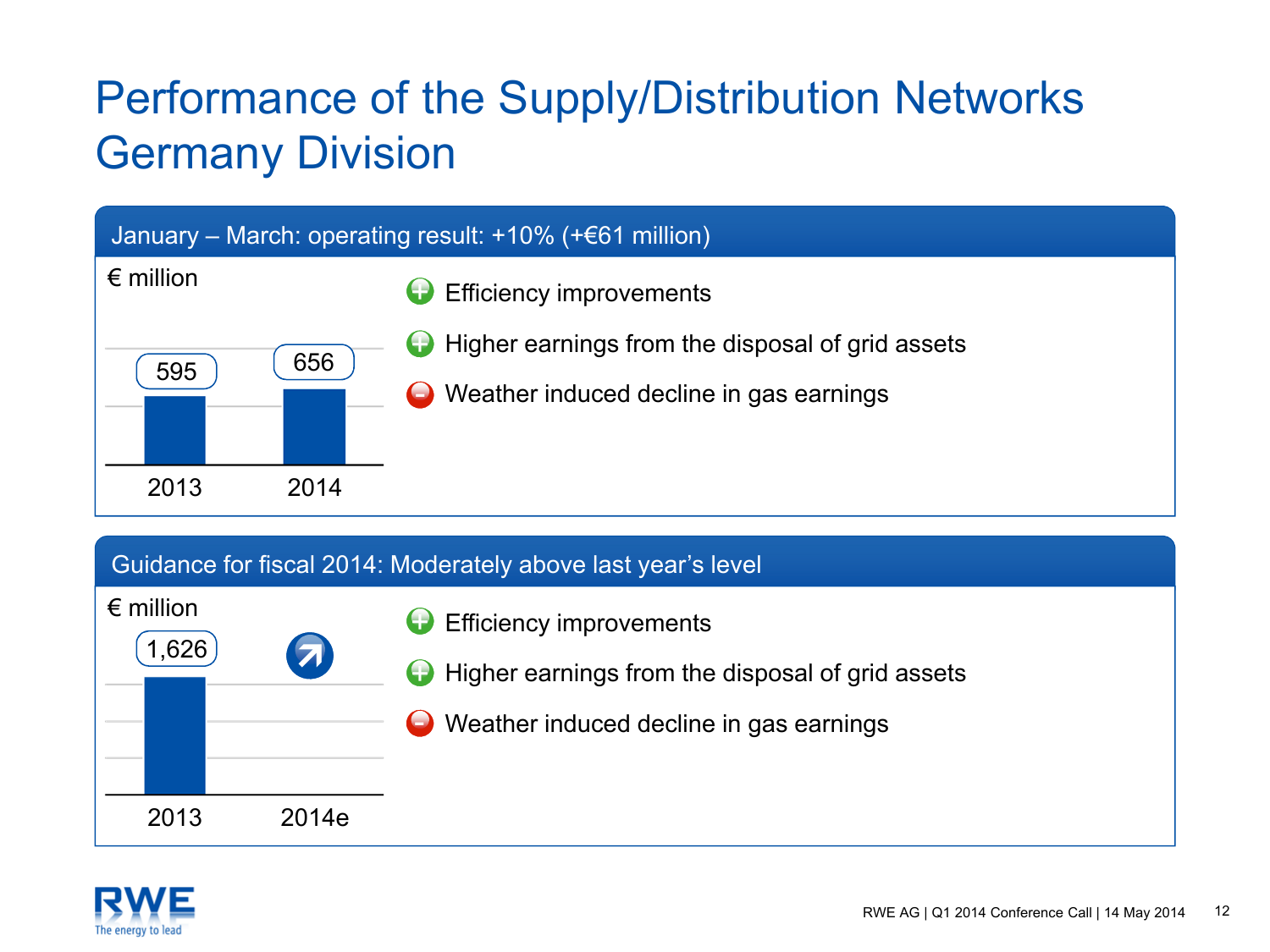# Performance of the Supply/Distribution Networks Germany Division

## January – March: operating result: +10% (+€61 million)

€ million

| 2013 | 2014 |
|---|---|
| 595 | 656 |

- ⊕ Efficiency improvements
- ⊕ Higher earnings from the disposal of grid assets
- ⊖ Weather induced decline in gas earnings

## Guidance for fiscal 2014: Moderately above last year's level

€ million

| 2013 | 2014e |
|---|---|
| 1,626 | ↗ |

- ⊕ Efficiency improvements
- ⊕ Higher earnings from the disposal of grid assets
- ⊖ Weather induced decline in gas earnings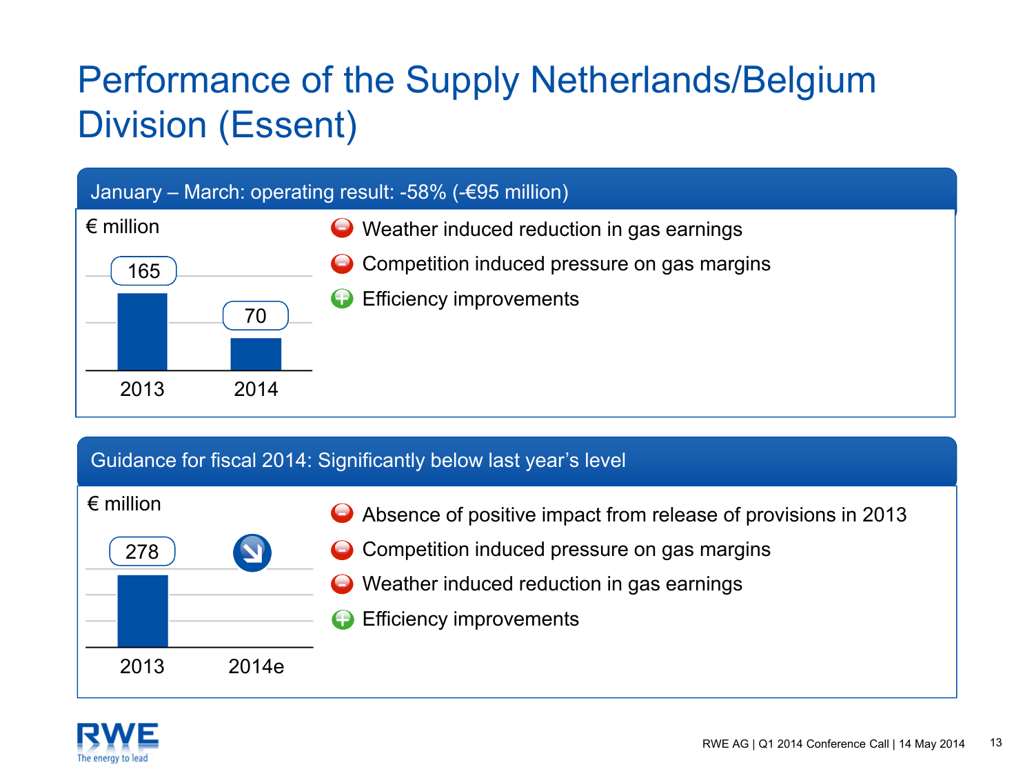# Performance of the Supply Netherlands/Belgium Division (Essent)

## January – March: operating result: -58% (-€95 million)

€ million

| | 2013 | 2014 |
|---|---|---|
| Operating result | 165 | 70 |

- (−) Weather induced reduction in gas earnings
- (−) Competition induced pressure on gas margins
- (+) Efficiency improvements

## Guidance for fiscal 2014: Significantly below last year's level

€ million

| | 2013 | 2014e |
|---|---|---|
| Operating result | 278 | ↘ |

- (−) Absence of positive impact from release of provisions in 2013
- (−) Competition induced pressure on gas margins
- (−) Weather induced reduction in gas earnings
- (+) Efficiency improvements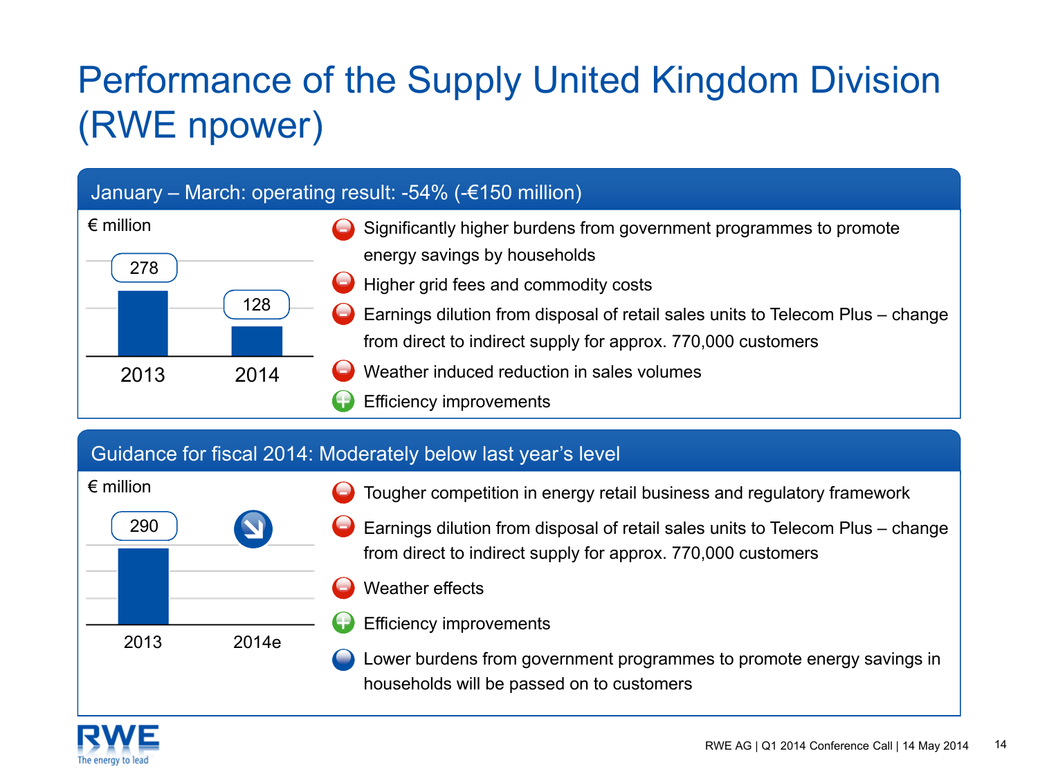# Performance of the Supply United Kingdom Division (RWE npower)

## January – March: operating result: -54% (-€150 million)

€ million

| | 2013 | 2014 |
|---|---|---|
| Operating result | 278 | 128 |

- (–) Significantly higher burdens from government programmes to promote energy savings by households
- (–) Higher grid fees and commodity costs
- (–) Earnings dilution from disposal of retail sales units to Telecom Plus – change from direct to indirect supply for approx. 770,000 customers
- (–) Weather induced reduction in sales volumes
- (+) Efficiency improvements

## Guidance for fiscal 2014: Moderately below last year's level

€ million

| | 2013 | 2014e |
|---|---|---|
| Operating result | 290 | ↘ |

- (–) Tougher competition in energy retail business and regulatory framework
- (–) Earnings dilution from disposal of retail sales units to Telecom Plus – change from direct to indirect supply for approx. 770,000 customers
- (–) Weather effects
- (+) Efficiency improvements
- Lower burdens from government programmes to promote energy savings in households will be passed on to customers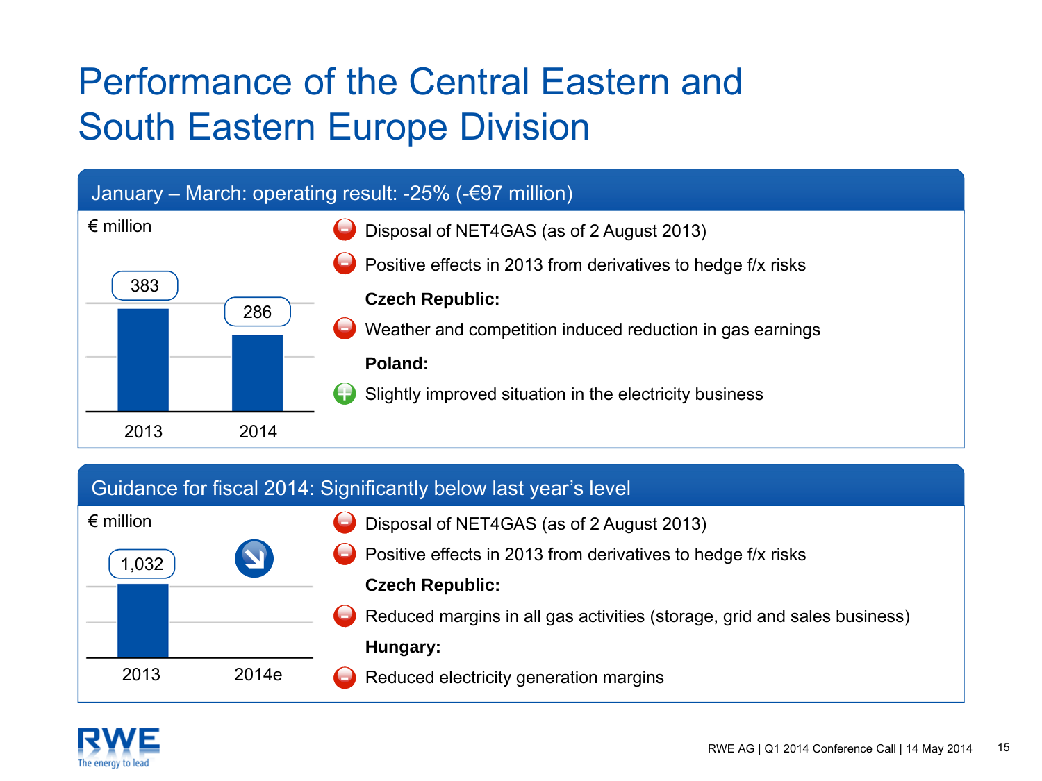# Performance of the Central Eastern and South Eastern Europe Division

## January – March: operating result: -25% (-€97 million)

€ million

| | 2013 | 2014 |
|---|---|---|
| Operating result | 383 | 286 |

- (–) Disposal of NET4GAS (as of 2 August 2013)
- (–) Positive effects in 2013 from derivatives to hedge f/x risks

**Czech Republic:**

- (–) Weather and competition induced reduction in gas earnings

**Poland:**

- (+) Slightly improved situation in the electricity business

## Guidance for fiscal 2014: Significantly below last year's level

€ million

| | 2013 | 2014e |
|---|---|---|
| Operating result | 1,032 | ↘ |

- (–) Disposal of NET4GAS (as of 2 August 2013)
- (–) Positive effects in 2013 from derivatives to hedge f/x risks

**Czech Republic:**

- (–) Reduced margins in all gas activities (storage, grid and sales business)

**Hungary:**

- (–) Reduced electricity generation margins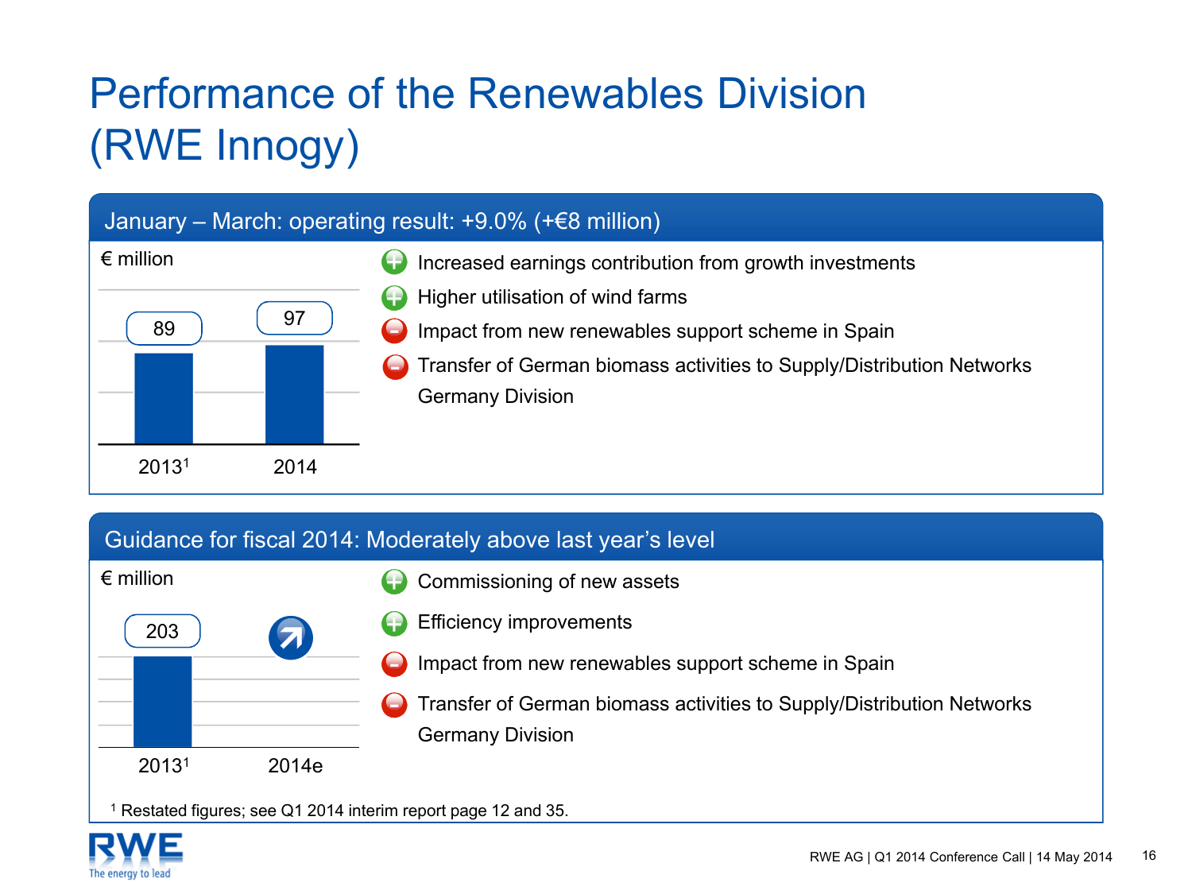# Performance of the Renewables Division (RWE Innogy)

## January – March: operating result: +9.0% (+€8 million)

€ million

| | 2013[1] | 2014 |
|---|---|---|
| Operating result | 89 | 97 |

- (+) Increased earnings contribution from growth investments
- (+) Higher utilisation of wind farms
- (–) Impact from new renewables support scheme in Spain
- (–) Transfer of German biomass activities to Supply/Distribution Networks Germany Division

## Guidance for fiscal 2014: Moderately above last year's level

€ million

| | 2013[1] | 2014e |
|---|---|---|
| Operating result | 203 | ↗ |

- (+) Commissioning of new assets
- (+) Efficiency improvements
- (–) Impact from new renewables support scheme in Spain
- (–) Transfer of German biomass activities to Supply/Distribution Networks Germany Division

[1] Restated figures; see Q1 2014 interim report page 12 and 35.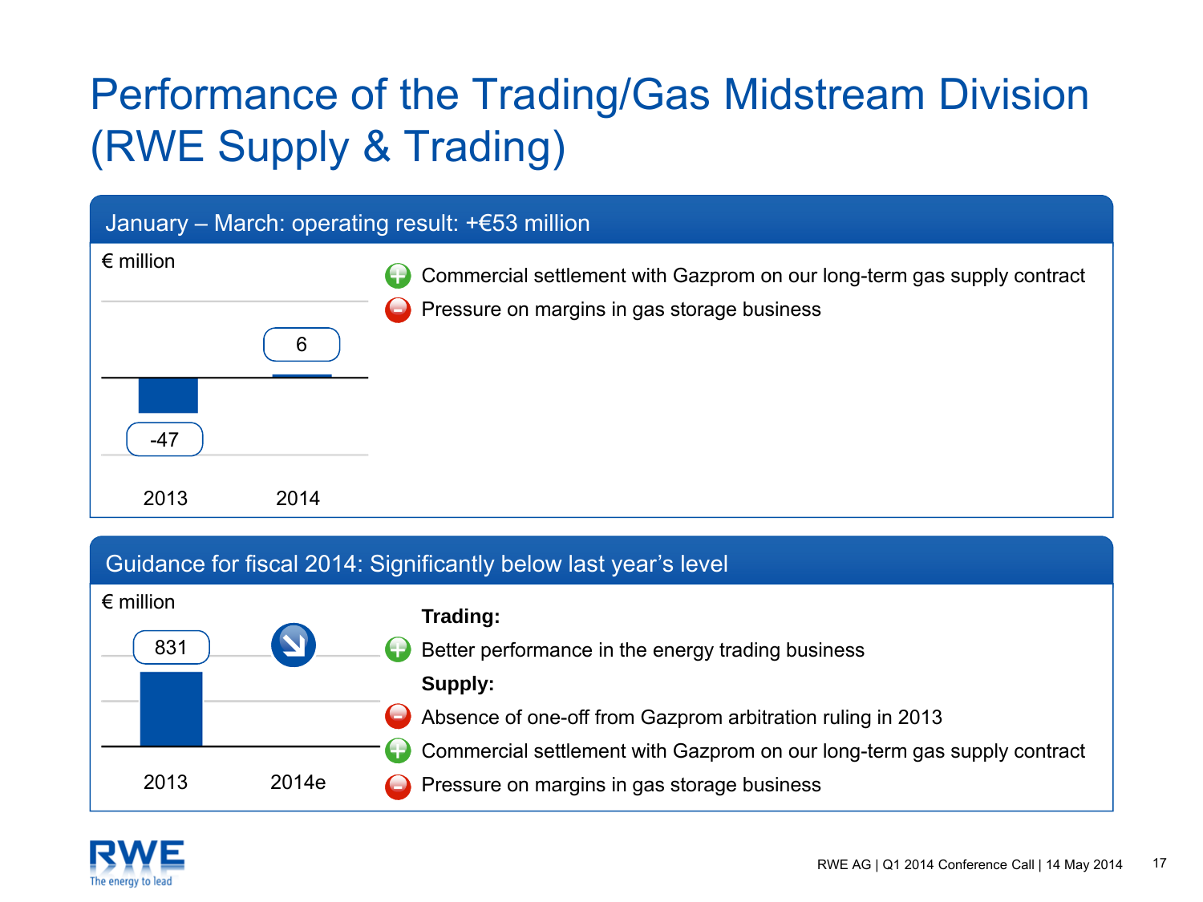# Performance of the Trading/Gas Midstream Division (RWE Supply & Trading)

## January – March: operating result: +€53 million

€ million

| | 2013 | 2014 |
|---|---|---|
| Operating result | -47 | 6 |

- (+) Commercial settlement with Gazprom on our long-term gas supply contract
- (−) Pressure on margins in gas storage business

## Guidance for fiscal 2014: Significantly below last year's level

€ million

| | 2013 | 2014e |
|---|---|---|
| Operating result | 831 | ↘ |

**Trading:**

- (+) Better performance in the energy trading business

**Supply:**

- (−) Absence of one-off from Gazprom arbitration ruling in 2013
- (+) Commercial settlement with Gazprom on our long-term gas supply contract
- (−) Pressure on margins in gas storage business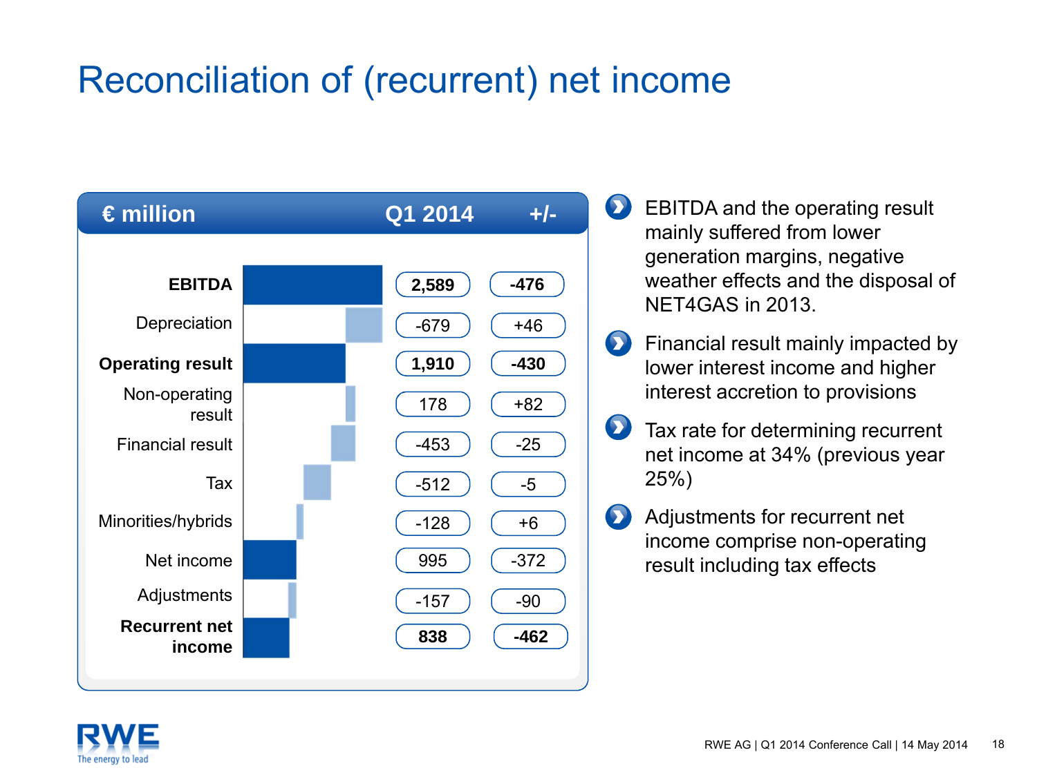# Reconciliation of (recurrent) net income

| € million | Q1 2014 | +/- |
|---|---|---|
| **EBITDA** | **2,589** | **-476** |
| Depreciation | -679 | +46 |
| **Operating result** | **1,910** | **-430** |
| Non-operating result | 178 | +82 |
| Financial result | -453 | -25 |
| Tax | -512 | -5 |
| Minorities/hybrids | -128 | +6 |
| Net income | 995 | -372 |
| Adjustments | -157 | -90 |
| **Recurrent net income** | **838** | **-462** |

- EBITDA and the operating result mainly suffered from lower generation margins, negative weather effects and the disposal of NET4GAS in 2013.
- Financial result mainly impacted by lower interest income and higher interest accretion to provisions
- Tax rate for determining recurrent net income at 34% (previous year 25%)
- Adjustments for recurrent net income comprise non-operating result including tax effects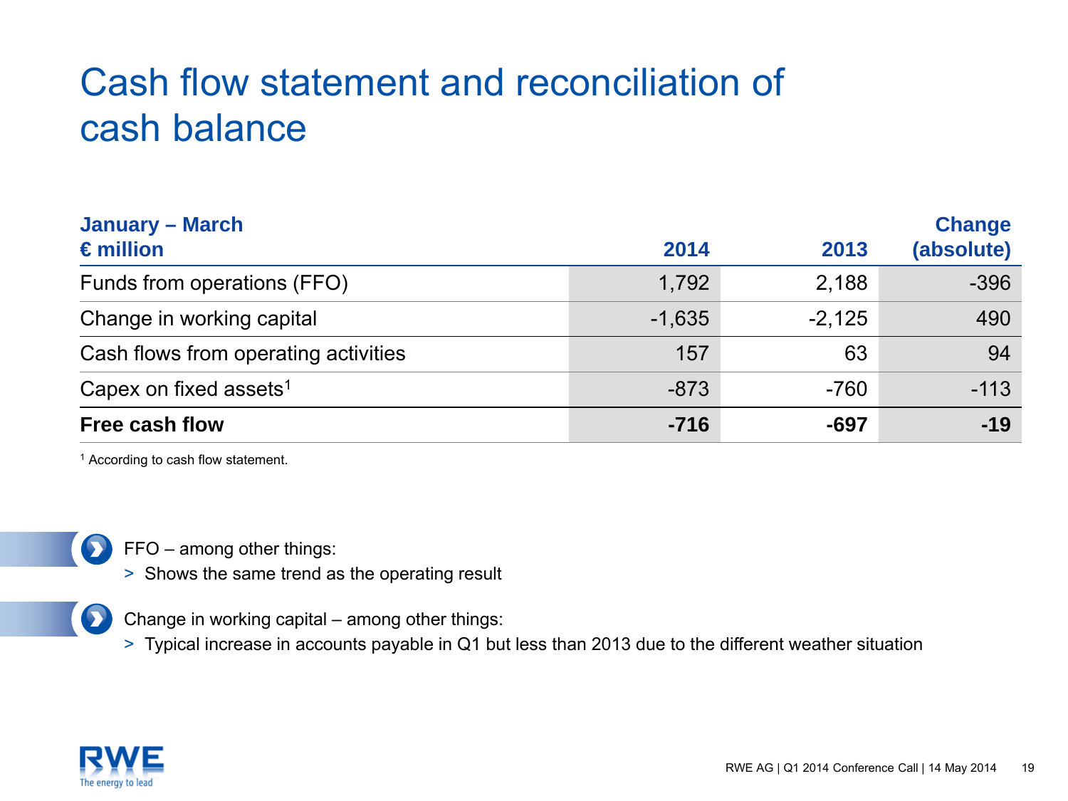# Cash flow statement and reconciliation of cash balance

| January – March<br>€ million | 2014 | 2013 | Change (absolute) |
|---|---|---|---|
| Funds from operations (FFO) | 1,792 | 2,188 | -396 |
| Change in working capital | -1,635 | -2,125 | 490 |
| Cash flows from operating activities | 157 | 63 | 94 |
| Capex on fixed assets[1] | -873 | -760 | -113 |
| **Free cash flow** | **-716** | **-697** | **-19** |

[1] According to cash flow statement.

- FFO – among other things:
  - > Shows the same trend as the operating result
- Change in working capital – among other things:
  - > Typical increase in accounts payable in Q1 but less than 2013 due to the different weather situation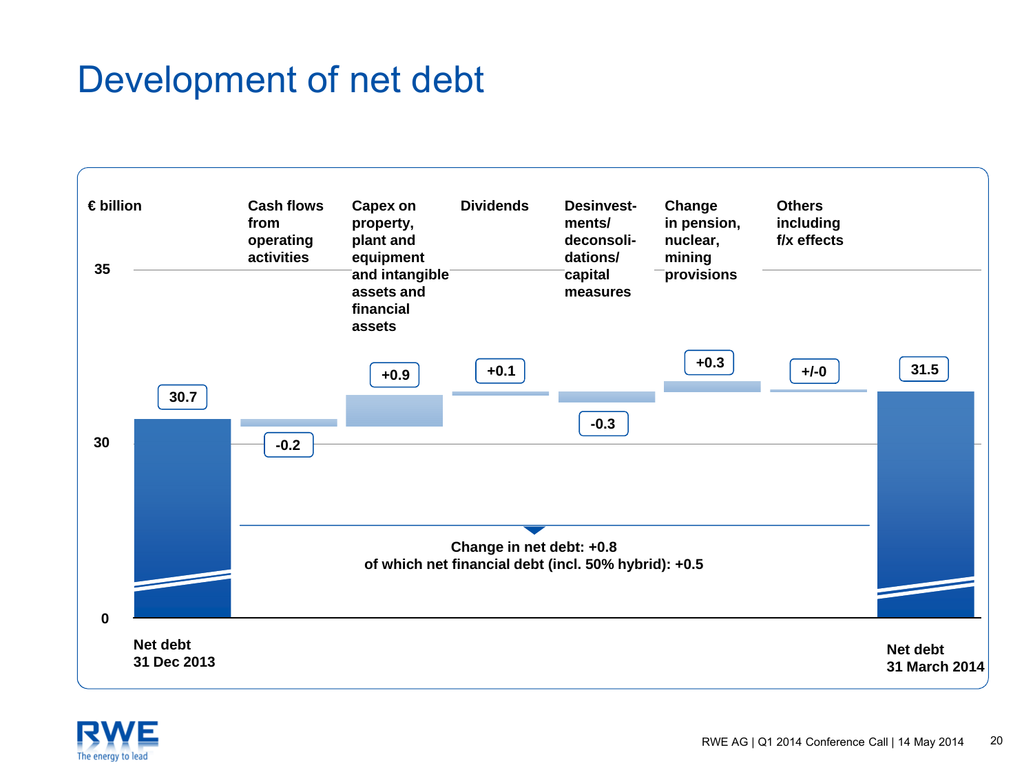# Development of net debt

€ billion

| | Net debt 31 Dec 2013 | Cash flows from operating activities | Capex on property, plant and equipment and intangible assets and financial assets | Dividends | Desinvest-ments/ deconsoli-dations/ capital measures | Change in pension, nuclear, mining provisions | Others including f/x effects | Net debt 31 March 2014 |
|---|---|---|---|---|---|---|---|---|
| € billion | 30.7 | -0.2 | +0.9 | +0.1 | -0.3 | +0.3 | +/-0 | 31.5 |

Change in net debt: +0.8
of which net financial debt (incl. 50% hybrid): +0.5

RWE AG | Q1 2014 Conference Call | 14 May 2014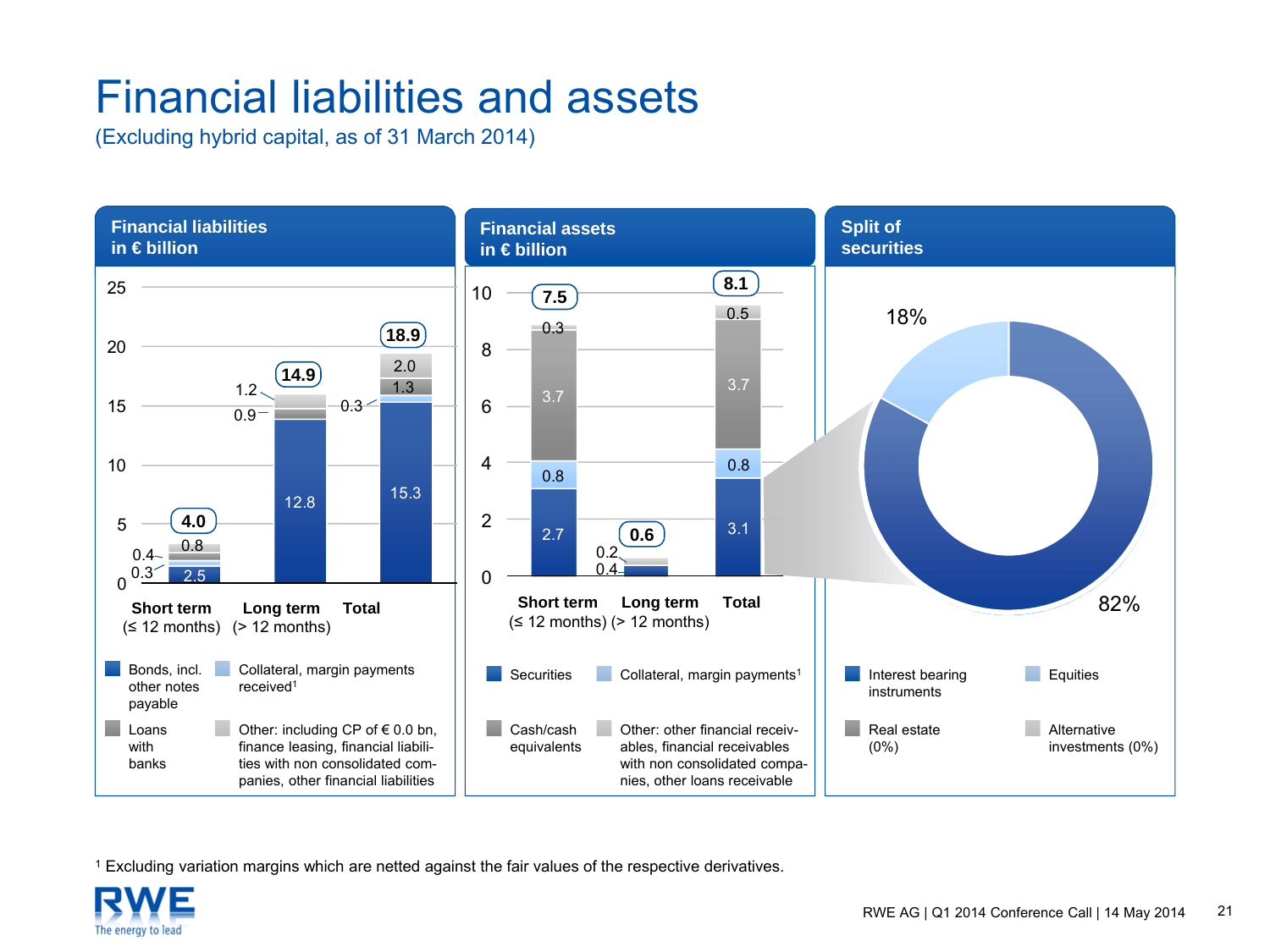# Financial liabilities and assets

(Excluding hybrid capital, as of 31 March 2014)

## Financial liabilities in € billion

| | Short term (≤ 12 months) | Long term (> 12 months) | Total |
|---|---|---|---|
| Bonds, incl. other notes payable | 2.5 | 12.8 | 15.3 |
| Collateral, margin payments received[1] | 0.3 | 0.0 | 0.3 |
| Loans with banks | 0.4 | 0.9 | 1.3 |
| Other: including CP of € 0.0 bn, finance leasing, financial liabilities with non consolidated companies, other financial liabilities | 0.8 | 1.2 | 2.0 |
| **Total** | **4.0** | **14.9** | **18.9** |

## Financial assets in € billion

| | Short term (≤ 12 months) | Long term (> 12 months) | Total |
|---|---|---|---|
| Securities | 2.7 | 0.4 | 3.1 |
| Collateral, margin payments[1] | 0.8 | | 0.8 |
| Cash/cash equivalents | 3.7 | | 3.7 |
| Other: other financial receivables, financial receivables with non consolidated companies, other loans receivable | 0.3 | 0.2 | 0.5 |
| **Total** | **7.5** | **0.6** | **8.1** |

## Split of securities

- Interest bearing instruments: 82%
- Equities: 18%
- Real estate (0%)
- Alternative investments (0%)

[1] Excluding variation margins which are netted against the fair values of the respective derivatives.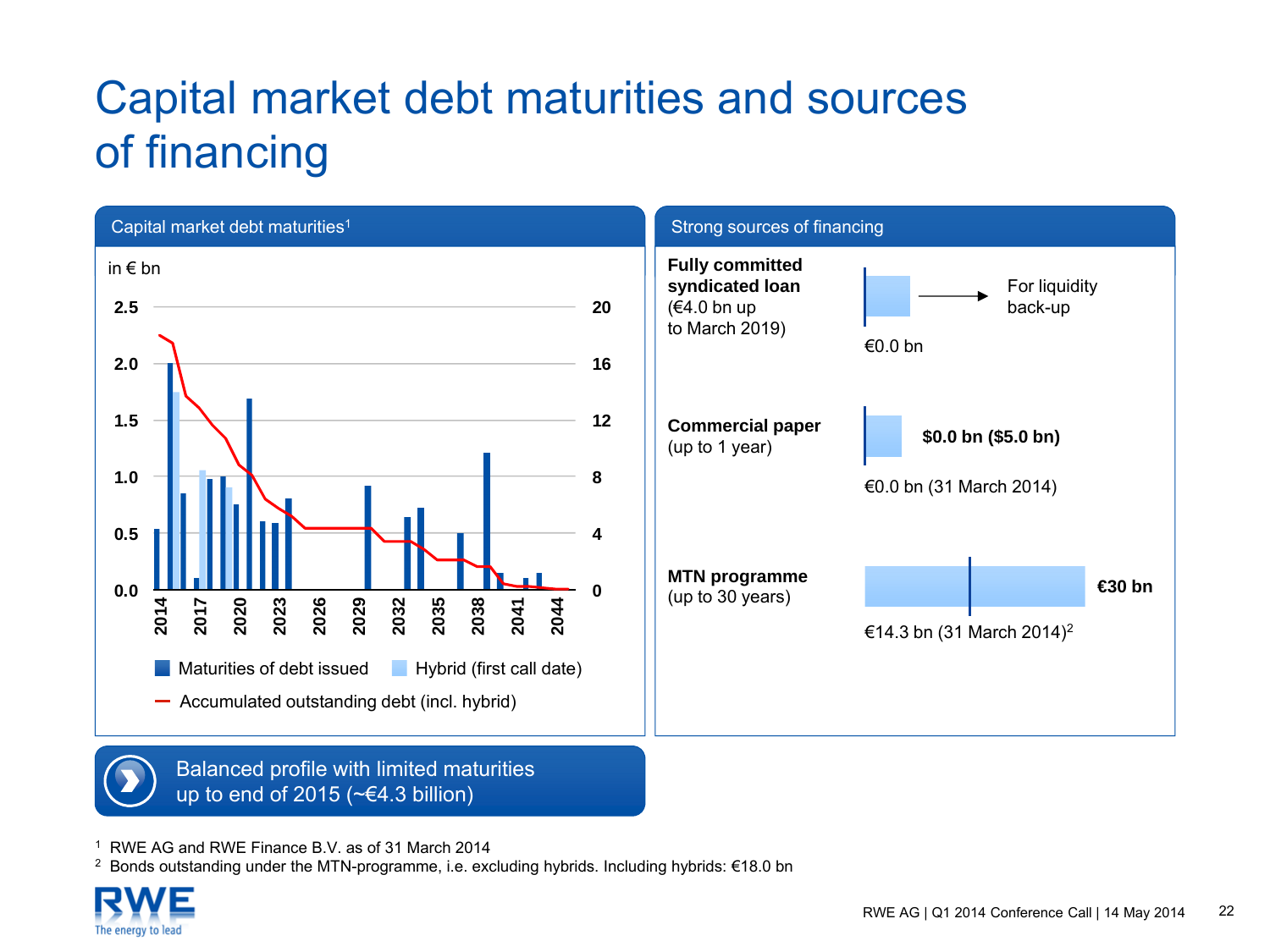# Capital market debt maturities and sources of financing

## Capital market debt maturities[1]

in € bn

Left axis: 0.0, 0.5, 1.0, 1.5, 2.0, 2.5
Right axis: 0, 4, 8, 12, 16, 20

Years: 2014, 2017, 2020, 2023, 2026, 2029, 2032, 2035, 2038, 2041, 2044

- Maturities of debt issued
- Hybrid (first call date)
- Accumulated outstanding debt (incl. hybrid)

## Strong sources of financing

**Fully committed syndicated loan**
(€4.0 bn up to March 2019)
→ For liquidity back-up
€0.0 bn

**Commercial paper**
(up to 1 year)
**$0.0 bn ($5.0 bn)**
€0.0 bn (31 March 2014)

**MTN programme**
(up to 30 years)
**€30 bn**
€14.3 bn (31 March 2014)[2]

Balanced profile with limited maturities up to end of 2015 (~€4.3 billion)

[1] RWE AG and RWE Finance B.V. as of 31 March 2014
[2] Bonds outstanding under the MTN-programme, i.e. excluding hybrids. Including hybrids: €18.0 bn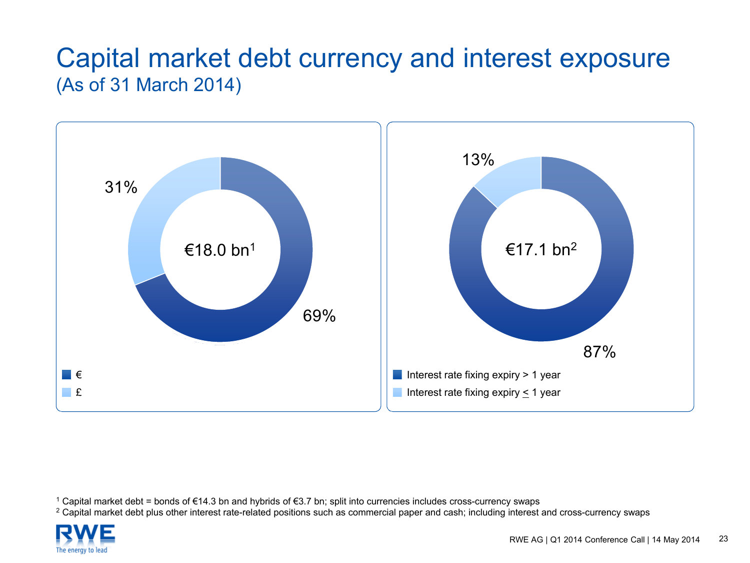# Capital market debt currency and interest exposure
(As of 31 March 2014)

€18.0 bn[1]

- €: 69%
- £: 31%

€17.1 bn[2]

- Interest rate fixing expiry > 1 year: 87%
- Interest rate fixing expiry ≤ 1 year: 13%

[1] Capital market debt = bonds of €14.3 bn and hybrids of €3.7 bn; split into currencies includes cross-currency swaps

[2] Capital market debt plus other interest rate-related positions such as commercial paper and cash; including interest and cross-currency swaps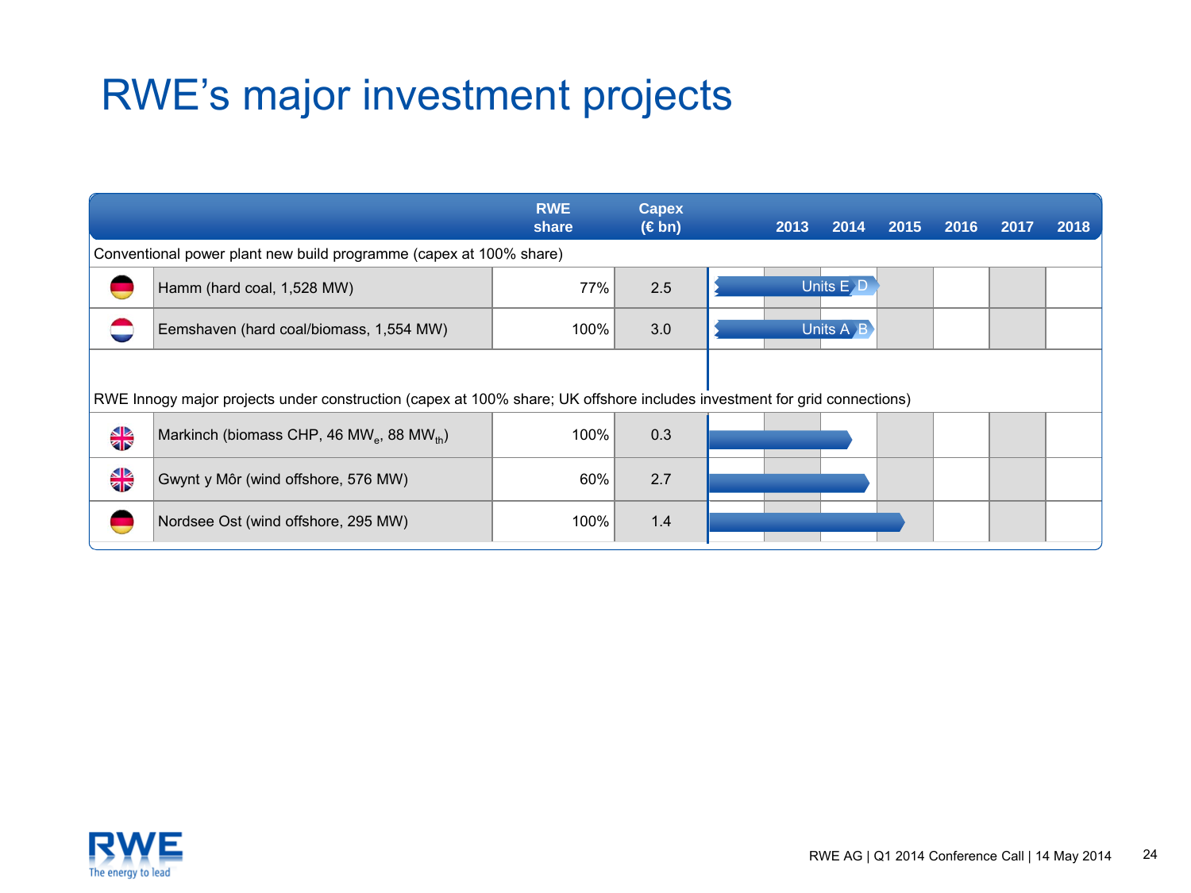# RWE's major investment projects

| | RWE share | Capex (€ bn) | 2013 | 2014 | 2015 | 2016 | 2017 | 2018 |
|---|---|---|---|---|---|---|---|---|
| **Conventional power plant new build programme (capex at 100% share)** | | | | | | | | |
| Hamm (hard coal, 1,528 MW) | 77% | 2.5 | Units E | D | | | | |
| Eemshaven (hard coal/biomass, 1,554 MW) | 100% | 3.0 | Units A | B | | | | |
| **RWE Innogy major projects under construction (capex at 100% share; UK offshore includes investment for grid connections)** | | | | | | | | |
| Markinch (biomass CHP, 46 $MW_e$, 88 $MW_{th}$) | 100% | 0.3 | | | | | | |
| Gwynt y Môr (wind offshore, 576 MW) | 60% | 2.7 | | | | | | |
| Nordsee Ost (wind offshore, 295 MW) | 100% | 1.4 | | | | | | |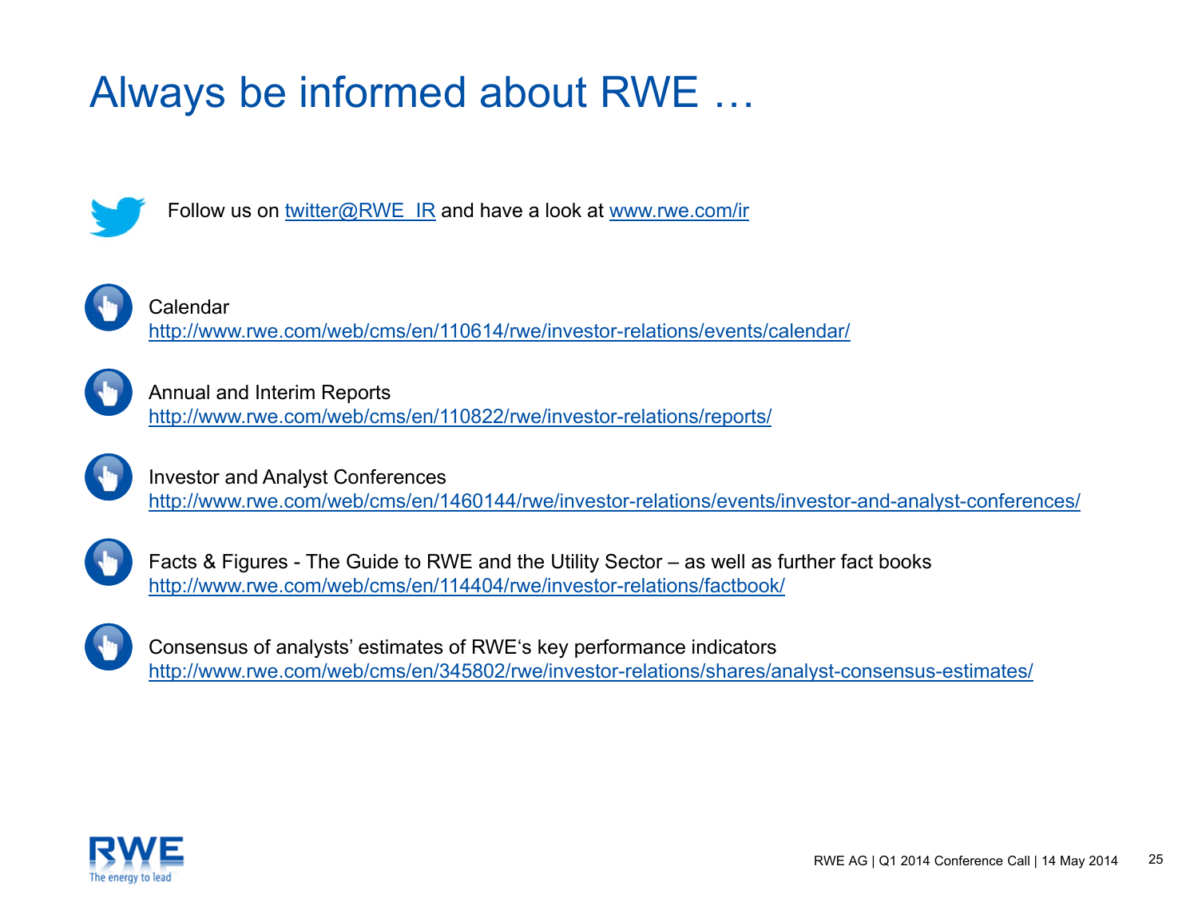# Always be informed about RWE …

Follow us on twitter@RWE_IR and have a look at www.rwe.com/ir

Calendar
http://www.rwe.com/web/cms/en/110614/rwe/investor-relations/events/calendar/

Annual and Interim Reports
http://www.rwe.com/web/cms/en/110822/rwe/investor-relations/reports/

Investor and Analyst Conferences
http://www.rwe.com/web/cms/en/1460144/rwe/investor-relations/events/investor-and-analyst-conferences/

Facts & Figures - The Guide to RWE and the Utility Sector – as well as further fact books
http://www.rwe.com/web/cms/en/114404/rwe/investor-relations/factbook/

Consensus of analysts' estimates of RWE's key performance indicators
http://www.rwe.com/web/cms/en/345802/rwe/investor-relations/shares/analyst-consensus-estimates/